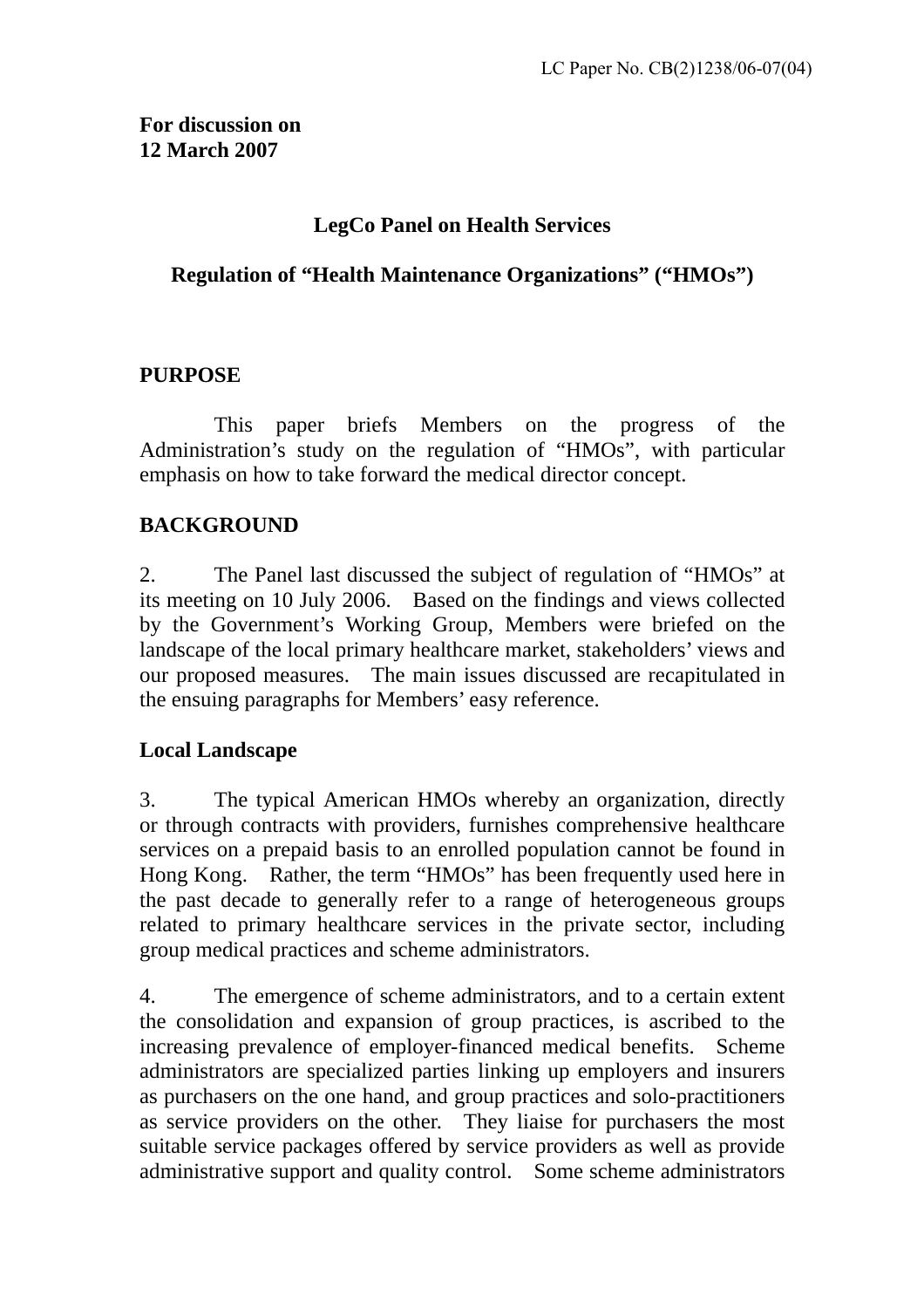LC Paper No. CB(2)1238/06-07(04)

**For discussion on**
**12 March 2007**

**LegCo Panel on Health Services**

**Regulation of "Health Maintenance Organizations" ("HMOs")**

## PURPOSE

This paper briefs Members on the progress of the Administration's study on the regulation of "HMOs", with particular emphasis on how to take forward the medical director concept.

## BACKGROUND

2. The Panel last discussed the subject of regulation of "HMOs" at its meeting on 10 July 2006. Based on the findings and views collected by the Government's Working Group, Members were briefed on the landscape of the local primary healthcare market, stakeholders' views and our proposed measures. The main issues discussed are recapitulated in the ensuing paragraphs for Members' easy reference.

### Local Landscape

3. The typical American HMOs whereby an organization, directly or through contracts with providers, furnishes comprehensive healthcare services on a prepaid basis to an enrolled population cannot be found in Hong Kong. Rather, the term "HMOs" has been frequently used here in the past decade to generally refer to a range of heterogeneous groups related to primary healthcare services in the private sector, including group medical practices and scheme administrators.

4. The emergence of scheme administrators, and to a certain extent the consolidation and expansion of group practices, is ascribed to the increasing prevalence of employer-financed medical benefits. Scheme administrators are specialized parties linking up employers and insurers as purchasers on the one hand, and group practices and solo-practitioners as service providers on the other. They liaise for purchasers the most suitable service packages offered by service providers as well as provide administrative support and quality control. Some scheme administrators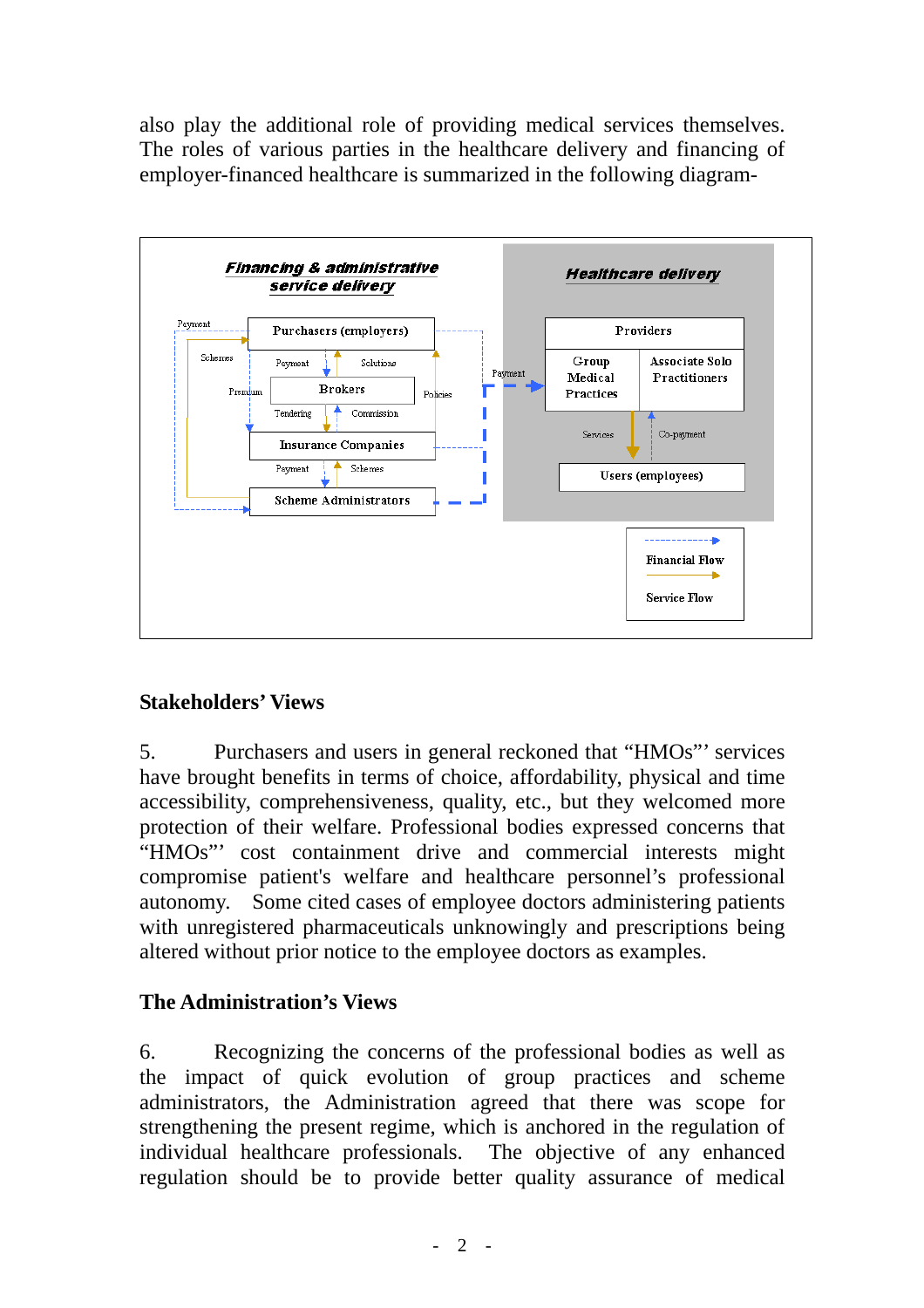also play the additional role of providing medical services themselves. The roles of various parties in the healthcare delivery and financing of employer-financed healthcare is summarized in the following diagram-

**Financing & administrative service delivery**

- Purchasers (employers)
- Brokers
- Insurance Companies
- Scheme Administrators

Payment, Schemes, Premium, Payment, Solutions, Tendering, Commission, Policies, Payment, Schemes

**Healthcare delivery**

- Providers
  - Group Medical Practices
  - Associate Solo Practitioners
- Users (employees)

Payment, Services, Co-payment

Financial Flow

Service Flow

## Stakeholders' Views

5. Purchasers and users in general reckoned that "HMOs"' services have brought benefits in terms of choice, affordability, physical and time accessibility, comprehensiveness, quality, etc., but they welcomed more protection of their welfare. Professional bodies expressed concerns that "HMOs"' cost containment drive and commercial interests might compromise patient's welfare and healthcare personnel's professional autonomy. Some cited cases of employee doctors administering patients with unregistered pharmaceuticals unknowingly and prescriptions being altered without prior notice to the employee doctors as examples.

## The Administration's Views

6. Recognizing the concerns of the professional bodies as well as the impact of quick evolution of group practices and scheme administrators, the Administration agreed that there was scope for strengthening the present regime, which is anchored in the regulation of individual healthcare professionals. The objective of any enhanced regulation should be to provide better quality assurance of medical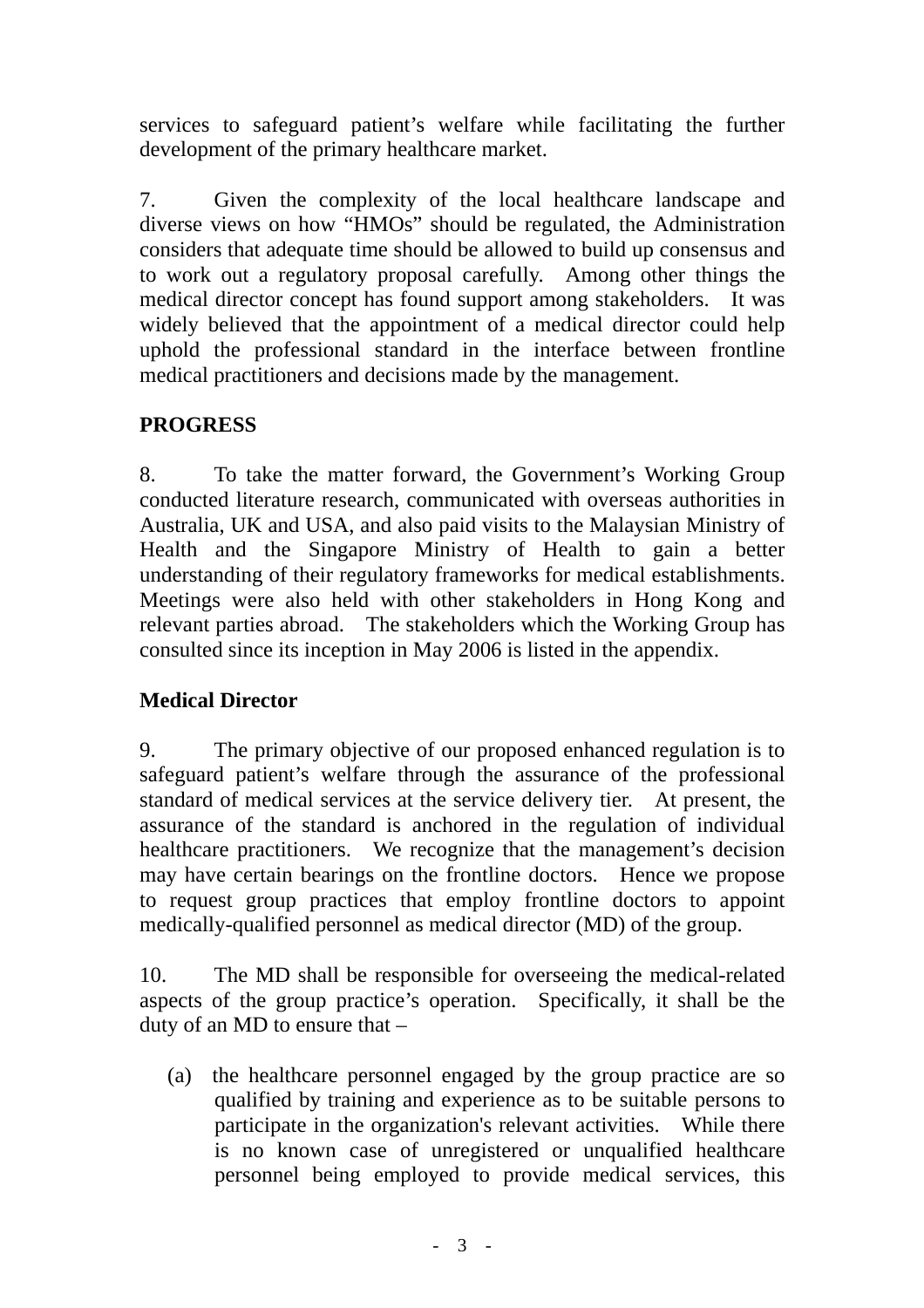services to safeguard patient's welfare while facilitating the further development of the primary healthcare market.

7. Given the complexity of the local healthcare landscape and diverse views on how "HMOs" should be regulated, the Administration considers that adequate time should be allowed to build up consensus and to work out a regulatory proposal carefully. Among other things the medical director concept has found support among stakeholders. It was widely believed that the appointment of a medical director could help uphold the professional standard in the interface between frontline medical practitioners and decisions made by the management.

## PROGRESS

8. To take the matter forward, the Government's Working Group conducted literature research, communicated with overseas authorities in Australia, UK and USA, and also paid visits to the Malaysian Ministry of Health and the Singapore Ministry of Health to gain a better understanding of their regulatory frameworks for medical establishments. Meetings were also held with other stakeholders in Hong Kong and relevant parties abroad. The stakeholders which the Working Group has consulted since its inception in May 2006 is listed in the appendix.

### Medical Director

9. The primary objective of our proposed enhanced regulation is to safeguard patient's welfare through the assurance of the professional standard of medical services at the service delivery tier. At present, the assurance of the standard is anchored in the regulation of individual healthcare practitioners. We recognize that the management's decision may have certain bearings on the frontline doctors. Hence we propose to request group practices that employ frontline doctors to appoint medically-qualified personnel as medical director (MD) of the group.

10. The MD shall be responsible for overseeing the medical-related aspects of the group practice's operation. Specifically, it shall be the duty of an MD to ensure that –

(a) the healthcare personnel engaged by the group practice are so qualified by training and experience as to be suitable persons to participate in the organization's relevant activities. While there is no known case of unregistered or unqualified healthcare personnel being employed to provide medical services, this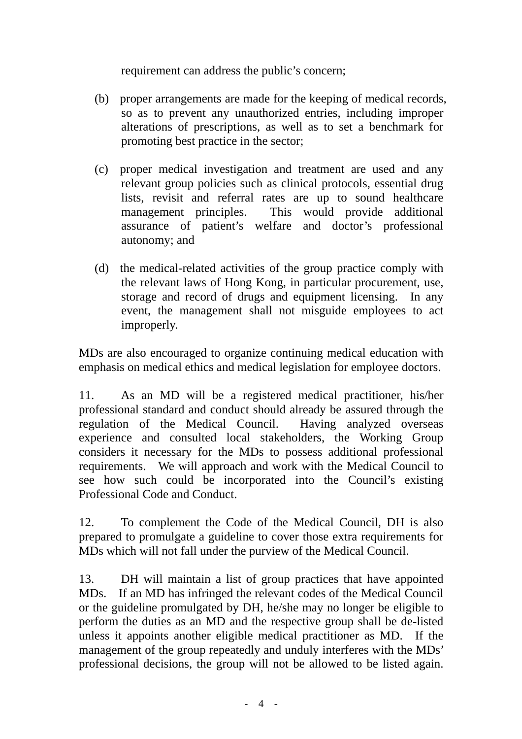requirement can address the public's concern;

(b) proper arrangements are made for the keeping of medical records, so as to prevent any unauthorized entries, including improper alterations of prescriptions, as well as to set a benchmark for promoting best practice in the sector;

(c) proper medical investigation and treatment are used and any relevant group policies such as clinical protocols, essential drug lists, revisit and referral rates are up to sound healthcare management principles. This would provide additional assurance of patient's welfare and doctor's professional autonomy; and

(d) the medical-related activities of the group practice comply with the relevant laws of Hong Kong, in particular procurement, use, storage and record of drugs and equipment licensing. In any event, the management shall not misguide employees to act improperly.

MDs are also encouraged to organize continuing medical education with emphasis on medical ethics and medical legislation for employee doctors.

11. As an MD will be a registered medical practitioner, his/her professional standard and conduct should already be assured through the regulation of the Medical Council. Having analyzed overseas experience and consulted local stakeholders, the Working Group considers it necessary for the MDs to possess additional professional requirements. We will approach and work with the Medical Council to see how such could be incorporated into the Council's existing Professional Code and Conduct.

12. To complement the Code of the Medical Council, DH is also prepared to promulgate a guideline to cover those extra requirements for MDs which will not fall under the purview of the Medical Council.

13. DH will maintain a list of group practices that have appointed MDs. If an MD has infringed the relevant codes of the Medical Council or the guideline promulgated by DH, he/she may no longer be eligible to perform the duties as an MD and the respective group shall be de-listed unless it appoints another eligible medical practitioner as MD. If the management of the group repeatedly and unduly interferes with the MDs' professional decisions, the group will not be allowed to be listed again.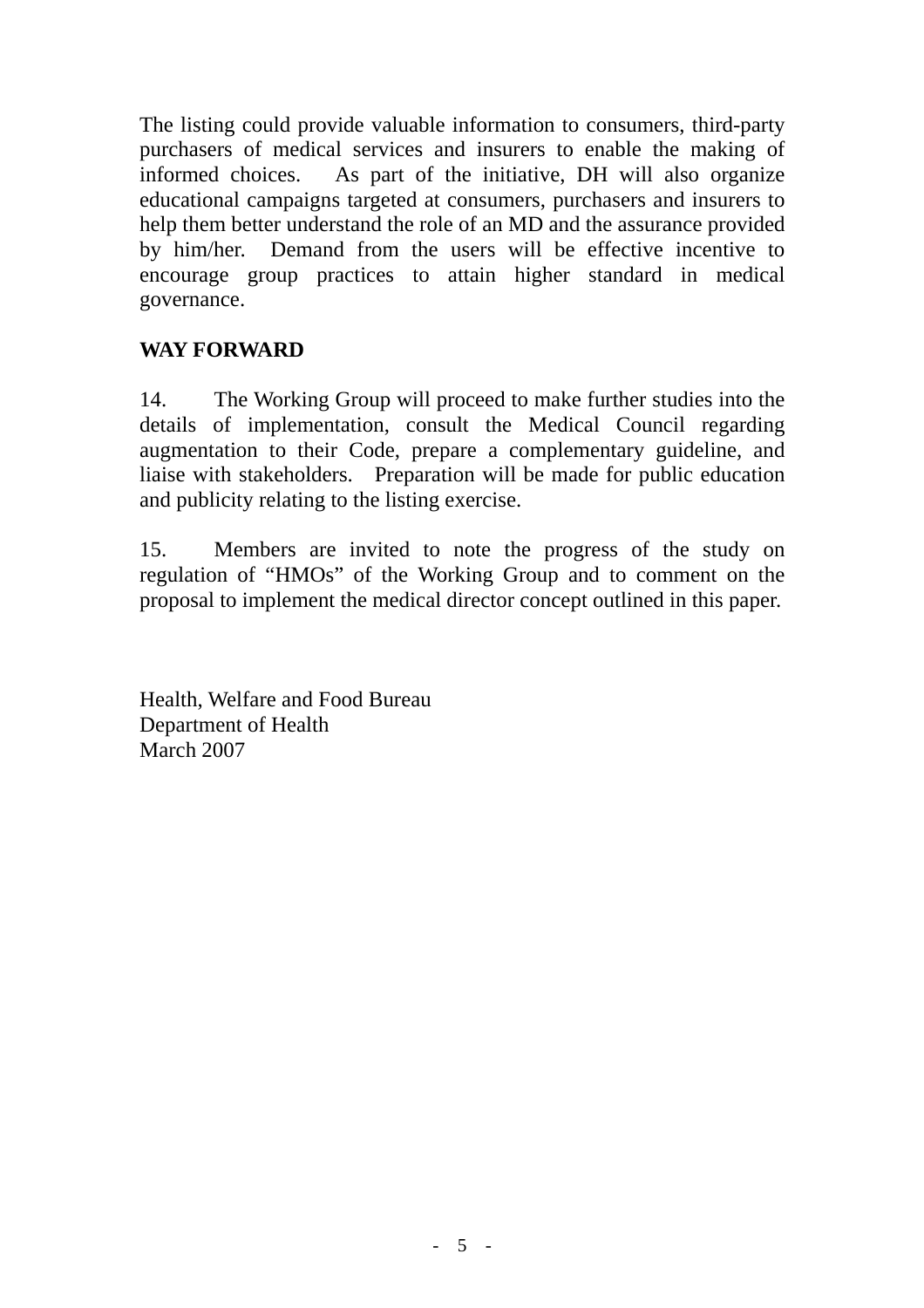The listing could provide valuable information to consumers, third-party purchasers of medical services and insurers to enable the making of informed choices. As part of the initiative, DH will also organize educational campaigns targeted at consumers, purchasers and insurers to help them better understand the role of an MD and the assurance provided by him/her. Demand from the users will be effective incentive to encourage group practices to attain higher standard in medical governance.

**WAY FORWARD**

14. The Working Group will proceed to make further studies into the details of implementation, consult the Medical Council regarding augmentation to their Code, prepare a complementary guideline, and liaise with stakeholders. Preparation will be made for public education and publicity relating to the listing exercise.

15. Members are invited to note the progress of the study on regulation of "HMOs" of the Working Group and to comment on the proposal to implement the medical director concept outlined in this paper.

Health, Welfare and Food Bureau
Department of Health
March 2007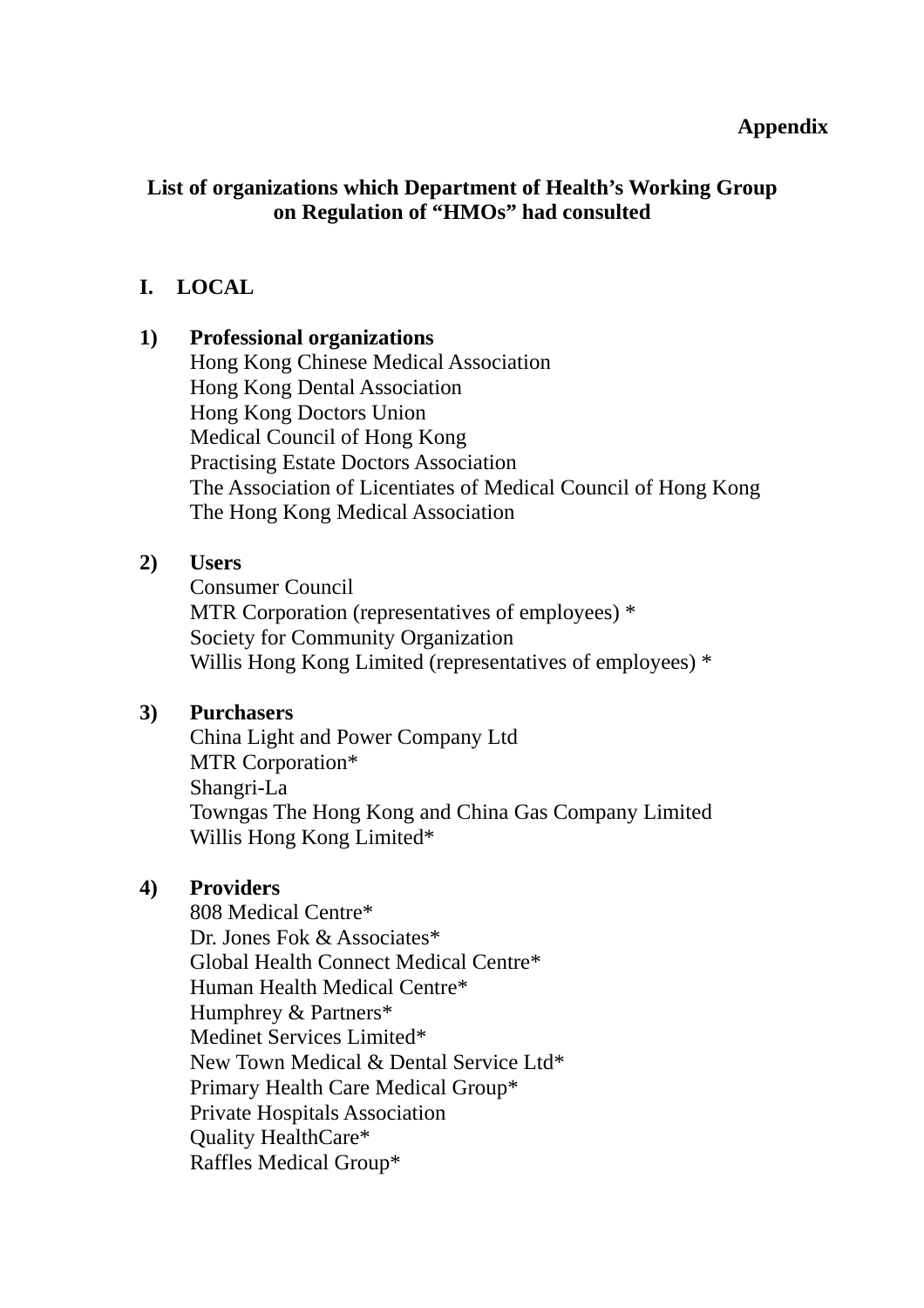**Appendix**

## List of organizations which Department of Health's Working Group on Regulation of "HMOs" had consulted

### I. LOCAL

**1) Professional organizations**

Hong Kong Chinese Medical Association
Hong Kong Dental Association
Hong Kong Doctors Union
Medical Council of Hong Kong
Practising Estate Doctors Association
The Association of Licentiates of Medical Council of Hong Kong
The Hong Kong Medical Association

**2) Users**

Consumer Council
MTR Corporation (representatives of employees) *
Society for Community Organization
Willis Hong Kong Limited (representatives of employees) *

**3) Purchasers**

China Light and Power Company Ltd
MTR Corporation*
Shangri-La
Towngas The Hong Kong and China Gas Company Limited
Willis Hong Kong Limited*

**4) Providers**

808 Medical Centre*
Dr. Jones Fok & Associates*
Global Health Connect Medical Centre*
Human Health Medical Centre*
Humphrey & Partners*
Medinet Services Limited*
New Town Medical & Dental Service Ltd*
Primary Health Care Medical Group*
Private Hospitals Association
Quality HealthCare*
Raffles Medical Group*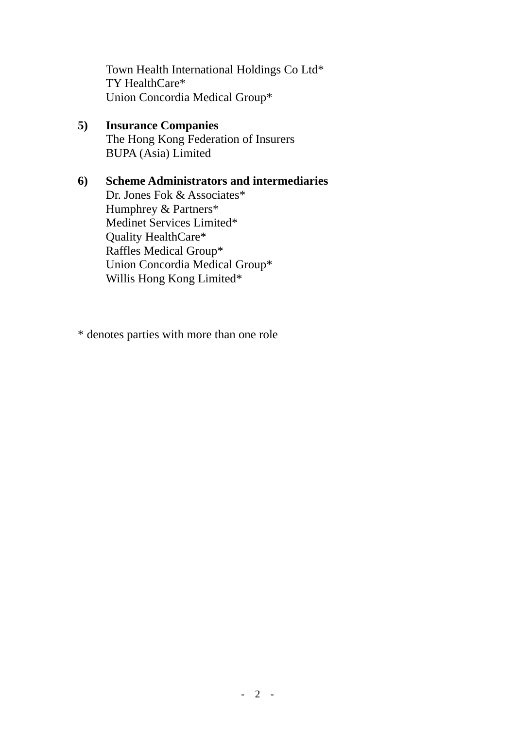Town Health International Holdings Co Ltd*
TY HealthCare*
Union Concordia Medical Group*

**5) Insurance Companies**
The Hong Kong Federation of Insurers
BUPA (Asia) Limited

**6) Scheme Administrators and intermediaries**
Dr. Jones Fok & Associates*
Humphrey & Partners*
Medinet Services Limited*
Quality HealthCare*
Raffles Medical Group*
Union Concordia Medical Group*
Willis Hong Kong Limited*

* denotes parties with more than one role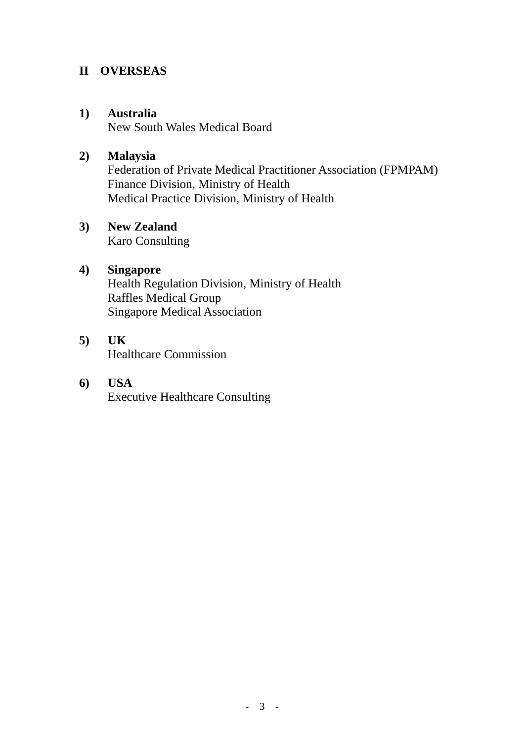## II OVERSEAS

**1) Australia**
New South Wales Medical Board

**2) Malaysia**
Federation of Private Medical Practitioner Association (FPMPAM)
Finance Division, Ministry of Health
Medical Practice Division, Ministry of Health

**3) New Zealand**
Karo Consulting

**4) Singapore**
Health Regulation Division, Ministry of Health
Raffles Medical Group
Singapore Medical Association

**5) UK**
Healthcare Commission

**6) USA**
Executive Healthcare Consulting